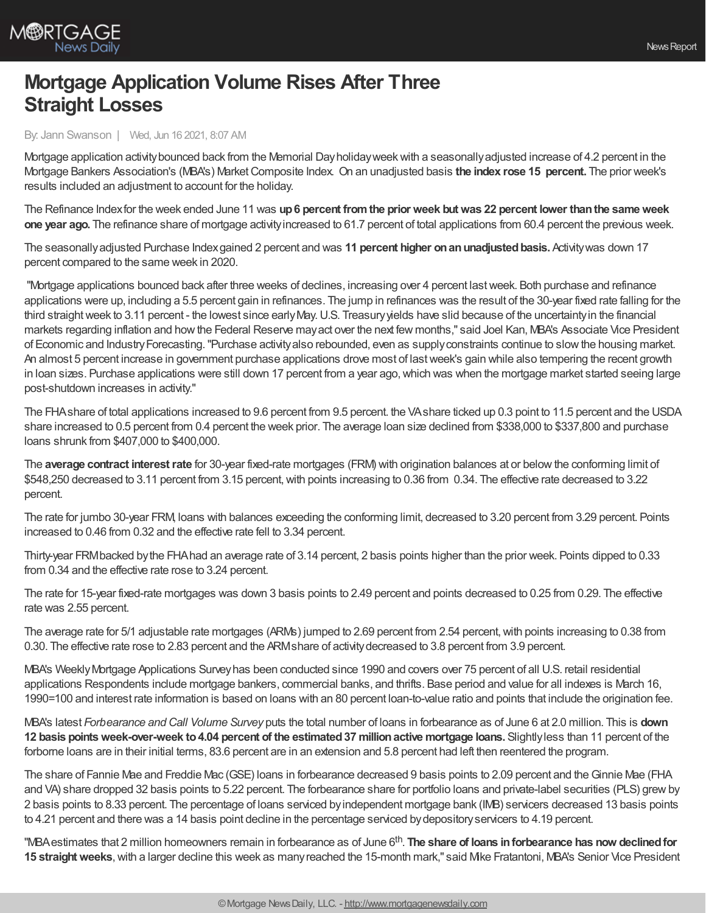# Mortgage Application Volume Rises After Three Straight Losses

By: Jann Swanson | Wed, Jun 16 2021, 8:07 AM

Mortgage application activity bounced back from the Memorial Day holiday week with a seasonally adjusted increase of 4.2 percent in the Mortgage Bankers Association's (MBA's) Market Composite Index. On an unadjusted basis **the index rose 15 percent.** The prior week's results included an adjustment to account for the holiday.

The Refinance Index for the week ended June 11 was **up 6 percent from the prior week but was 22 percent lower than the same week one year ago.** The refinance share of mortgage activity increased to 61.7 percent of total applications from 60.4 percent the previous week.

The seasonally adjusted Purchase Index gained 2 percent and was **11 percent higher on an unadjusted basis.** Activity was down 17 percent compared to the same week in 2020.

"Mortgage applications bounced back after three weeks of declines, increasing over 4 percent last week. Both purchase and refinance applications were up, including a 5.5 percent gain in refinances. The jump in refinances was the result of the 30-year fixed rate falling for the third straight week to 3.11 percent - the lowest since early May. U.S. Treasury yields have slid because of the uncertainty in the financial markets regarding inflation and how the Federal Reserve may act over the next few months," said Joel Kan, MBA's Associate Vice President of Economic and Industry Forecasting. "Purchase activity also rebounded, even as supply constraints continue to slow the housing market. An almost 5 percent increase in government purchase applications drove most of last week's gain while also tempering the recent growth in loan sizes. Purchase applications were still down 17 percent from a year ago, which was when the mortgage market started seeing large post-shutdown increases in activity."

The FHA share of total applications increased to 9.6 percent from 9.5 percent. the VA share ticked up 0.3 point to 11.5 percent and the USDA share increased to 0.5 percent from 0.4 percent the week prior. The average loan size declined from $338,000 to $337,800 and purchase loans shrunk from $407,000 to $400,000.

The **average contract interest rate** for 30-year fixed-rate mortgages (FRM) with origination balances at or below the conforming limit of $548,250 decreased to 3.11 percent from 3.15 percent, with points increasing to 0.36 from 0.34. The effective rate decreased to 3.22 percent.

The rate for jumbo 30-year FRM, loans with balances exceeding the conforming limit, decreased to 3.20 percent from 3.29 percent. Points increased to 0.46 from 0.32 and the effective rate fell to 3.34 percent.

Thirty-year FRM backed by the FHA had an average rate of 3.14 percent, 2 basis points higher than the prior week. Points dipped to 0.33 from 0.34 and the effective rate rose to 3.24 percent.

The rate for 15-year fixed-rate mortgages was down 3 basis points to 2.49 percent and points decreased to 0.25 from 0.29. The effective rate was 2.55 percent.

The average rate for 5/1 adjustable rate mortgages (ARMs) jumped to 2.69 percent from 2.54 percent, with points increasing to 0.38 from 0.30. The effective rate rose to 2.83 percent and the ARM share of activity decreased to 3.8 percent from 3.9 percent.

MBA's Weekly Mortgage Applications Survey has been conducted since 1990 and covers over 75 percent of all U.S. retail residential applications Respondents include mortgage bankers, commercial banks, and thrifts. Base period and value for all indexes is March 16, 1990=100 and interest rate information is based on loans with an 80 percent loan-to-value ratio and points that include the origination fee.

MBA's latest *Forbearance and Call Volume Survey* puts the total number of loans in forbearance as of June 6 at 2.0 million. This is **down 12 basis points week-over-week to 4.04 percent of the estimated 37 million active mortgage loans.** Slightly less than 11 percent of the forborne loans are in their initial terms, 83.6 percent are in an extension and 5.8 percent had left then reentered the program.

The share of Fannie Mae and Freddie Mac (GSE) loans in forbearance decreased 9 basis points to 2.09 percent and the Ginnie Mae (FHA and VA) share dropped 32 basis points to 5.22 percent. The forbearance share for portfolio loans and private-label securities (PLS) grew by 2 basis points to 8.33 percent. The percentage of loans serviced by independent mortgage bank (IMB) servicers decreased 13 basis points to 4.21 percent and there was a 14 basis point decline in the percentage serviced by depository servicers to 4.19 percent.

"MBA estimates that 2 million homeowners remain in forbearance as of June 6th. **The share of loans in forbearance has now declined for 15 straight weeks**, with a larger decline this week as many reached the 15-month mark," said Mike Fratantoni, MBA's Senior Vice President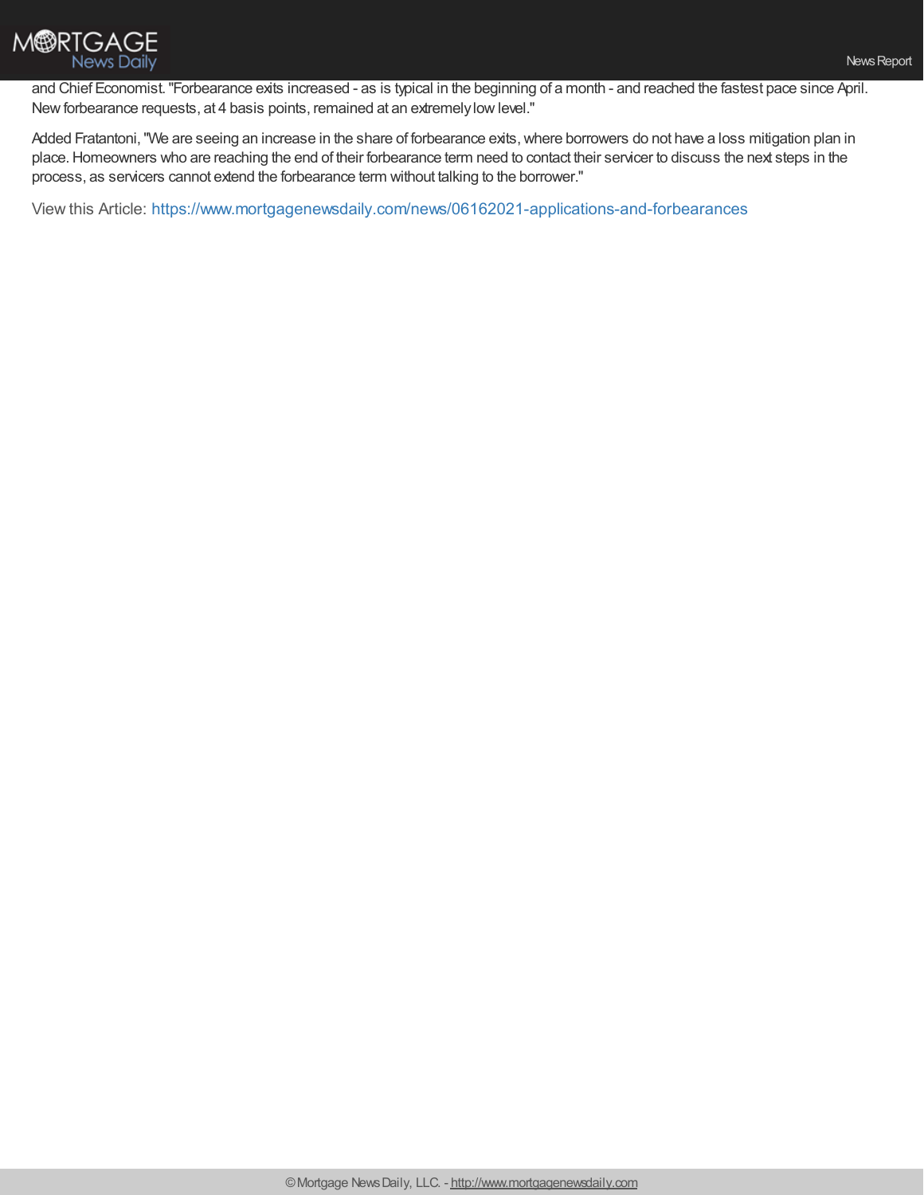and Chief Economist. "Forbearance exits increased - as is typical in the beginning of a month - and reached the fastest pace since April. New forbearance requests, at 4 basis points, remained at an extremely low level."

Added Fratantoni, "We are seeing an increase in the share of forbearance exits, where borrowers do not have a loss mitigation plan in place. Homeowners who are reaching the end of their forbearance term need to contact their servicer to discuss the next steps in the process, as servicers cannot extend the forbearance term without talking to the borrower."

View this Article: https://www.mortgagenewsdaily.com/news/06162021-applications-and-forbearances